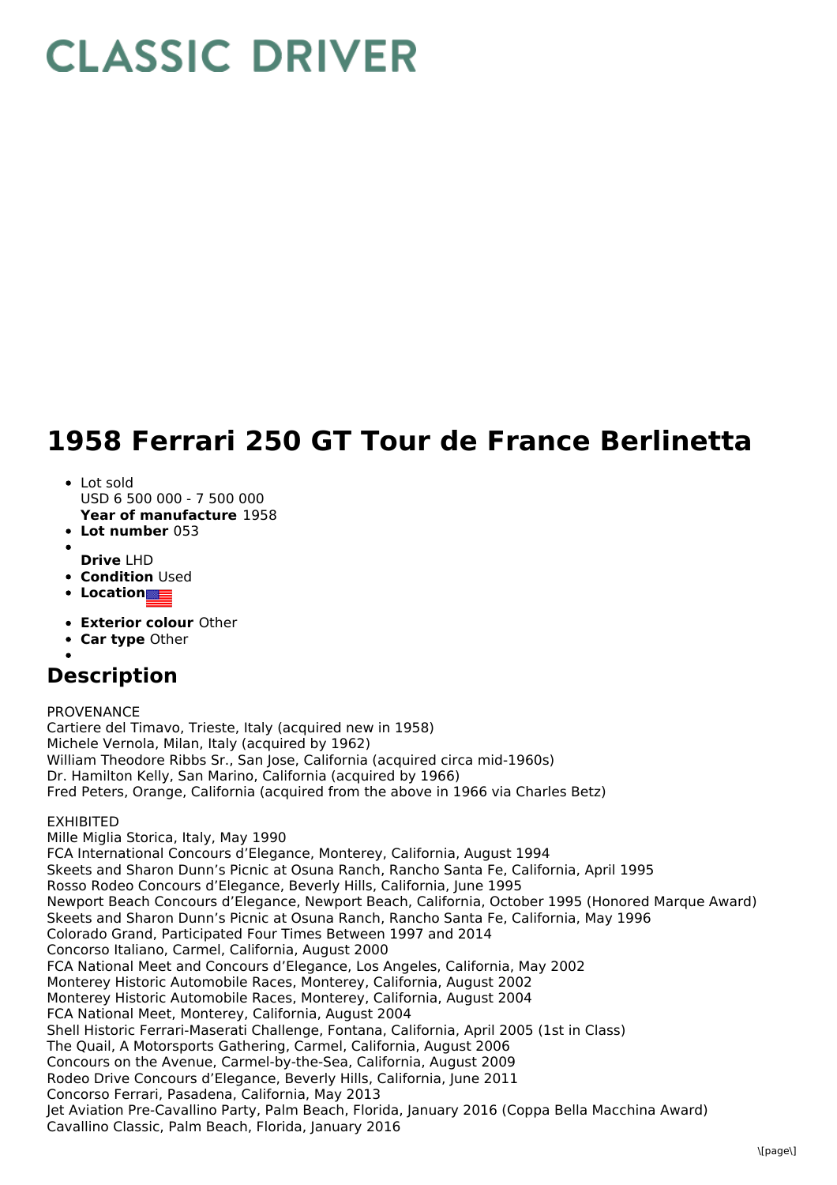# CLASSIC DRIVER

# 1958 Ferrari 250 GT Tour de France Berlinetta

- Lot sold
  USD 6 500 000 - 7 500 000
  **Year of manufacture** 1958
- **Lot number** 053
- 
  **Drive** LHD
- **Condition** Used
- **Location**
- **Exterior colour** Other
- **Car type** Other
- 

## Description

PROVENANCE
Cartiere del Timavo, Trieste, Italy (acquired new in 1958)
Michele Vernola, Milan, Italy (acquired by 1962)
William Theodore Ribbs Sr., San Jose, California (acquired circa mid-1960s)
Dr. Hamilton Kelly, San Marino, California (acquired by 1966)
Fred Peters, Orange, California (acquired from the above in 1966 via Charles Betz)

EXHIBITED
Mille Miglia Storica, Italy, May 1990
FCA International Concours d'Elegance, Monterey, California, August 1994
Skeets and Sharon Dunn's Picnic at Osuna Ranch, Rancho Santa Fe, California, April 1995
Rosso Rodeo Concours d'Elegance, Beverly Hills, California, June 1995
Newport Beach Concours d'Elegance, Newport Beach, California, October 1995 (Honored Marque Award)
Skeets and Sharon Dunn's Picnic at Osuna Ranch, Rancho Santa Fe, California, May 1996
Colorado Grand, Participated Four Times Between 1997 and 2014
Concorso Italiano, Carmel, California, August 2000
FCA National Meet and Concours d'Elegance, Los Angeles, California, May 2002
Monterey Historic Automobile Races, Monterey, California, August 2002
Monterey Historic Automobile Races, Monterey, California, August 2004
FCA National Meet, Monterey, California, August 2004
Shell Historic Ferrari-Maserati Challenge, Fontana, California, April 2005 (1st in Class)
The Quail, A Motorsports Gathering, Carmel, California, August 2006
Concours on the Avenue, Carmel-by-the-Sea, California, August 2009
Rodeo Drive Concours d'Elegance, Beverly Hills, California, June 2011
Concorso Ferrari, Pasadena, California, May 2013
Jet Aviation Pre-Cavallino Party, Palm Beach, Florida, January 2016 (Coppa Bella Macchina Award)
Cavallino Classic, Palm Beach, Florida, January 2016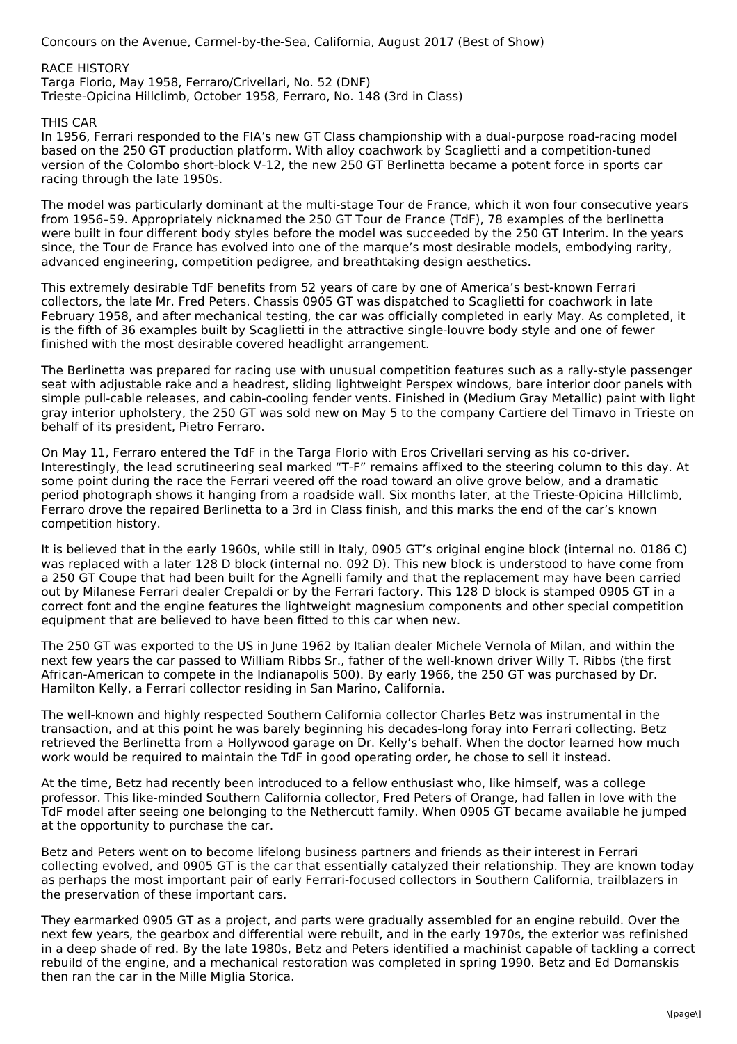Concours on the Avenue, Carmel-by-the-Sea, California, August 2017 (Best of Show)

RACE HISTORY
Targa Florio, May 1958, Ferraro/Crivellari, No. 52 (DNF)
Trieste-Opicina Hillclimb, October 1958, Ferraro, No. 148 (3rd in Class)

THIS CAR

In 1956, Ferrari responded to the FIA's new GT Class championship with a dual-purpose road-racing model based on the 250 GT production platform. With alloy coachwork by Scaglietti and a competition-tuned version of the Colombo short-block V-12, the new 250 GT Berlinetta became a potent force in sports car racing through the late 1950s.

The model was particularly dominant at the multi-stage Tour de France, which it won four consecutive years from 1956–59. Appropriately nicknamed the 250 GT Tour de France (TdF), 78 examples of the berlinetta were built in four different body styles before the model was succeeded by the 250 GT Interim. In the years since, the Tour de France has evolved into one of the marque's most desirable models, embodying rarity, advanced engineering, competition pedigree, and breathtaking design aesthetics.

This extremely desirable TdF benefits from 52 years of care by one of America's best-known Ferrari collectors, the late Mr. Fred Peters. Chassis 0905 GT was dispatched to Scaglietti for coachwork in late February 1958, and after mechanical testing, the car was officially completed in early May. As completed, it is the fifth of 36 examples built by Scaglietti in the attractive single-louvre body style and one of fewer finished with the most desirable covered headlight arrangement.

The Berlinetta was prepared for racing use with unusual competition features such as a rally-style passenger seat with adjustable rake and a headrest, sliding lightweight Perspex windows, bare interior door panels with simple pull-cable releases, and cabin-cooling fender vents. Finished in (Medium Gray Metallic) paint with light gray interior upholstery, the 250 GT was sold new on May 5 to the company Cartiere del Timavo in Trieste on behalf of its president, Pietro Ferraro.

On May 11, Ferraro entered the TdF in the Targa Florio with Eros Crivellari serving as his co-driver. Interestingly, the lead scrutineering seal marked "T-F" remains affixed to the steering column to this day. At some point during the race the Ferrari veered off the road toward an olive grove below, and a dramatic period photograph shows it hanging from a roadside wall. Six months later, at the Trieste-Opicina Hillclimb, Ferraro drove the repaired Berlinetta to a 3rd in Class finish, and this marks the end of the car's known competition history.

It is believed that in the early 1960s, while still in Italy, 0905 GT's original engine block (internal no. 0186 C) was replaced with a later 128 D block (internal no. 092 D). This new block is understood to have come from a 250 GT Coupe that had been built for the Agnelli family and that the replacement may have been carried out by Milanese Ferrari dealer Crepaldi or by the Ferrari factory. This 128 D block is stamped 0905 GT in a correct font and the engine features the lightweight magnesium components and other special competition equipment that are believed to have been fitted to this car when new.

The 250 GT was exported to the US in June 1962 by Italian dealer Michele Vernola of Milan, and within the next few years the car passed to William Ribbs Sr., father of the well-known driver Willy T. Ribbs (the first African-American to compete in the Indianapolis 500). By early 1966, the 250 GT was purchased by Dr. Hamilton Kelly, a Ferrari collector residing in San Marino, California.

The well-known and highly respected Southern California collector Charles Betz was instrumental in the transaction, and at this point he was barely beginning his decades-long foray into Ferrari collecting. Betz retrieved the Berlinetta from a Hollywood garage on Dr. Kelly's behalf. When the doctor learned how much work would be required to maintain the TdF in good operating order, he chose to sell it instead.

At the time, Betz had recently been introduced to a fellow enthusiast who, like himself, was a college professor. This like-minded Southern California collector, Fred Peters of Orange, had fallen in love with the TdF model after seeing one belonging to the Nethercutt family. When 0905 GT became available he jumped at the opportunity to purchase the car.

Betz and Peters went on to become lifelong business partners and friends as their interest in Ferrari collecting evolved, and 0905 GT is the car that essentially catalyzed their relationship. They are known today as perhaps the most important pair of early Ferrari-focused collectors in Southern California, trailblazers in the preservation of these important cars.

They earmarked 0905 GT as a project, and parts were gradually assembled for an engine rebuild. Over the next few years, the gearbox and differential were rebuilt, and in the early 1970s, the exterior was refinished in a deep shade of red. By the late 1980s, Betz and Peters identified a machinist capable of tackling a correct rebuild of the engine, and a mechanical restoration was completed in spring 1990. Betz and Ed Domanskis then ran the car in the Mille Miglia Storica.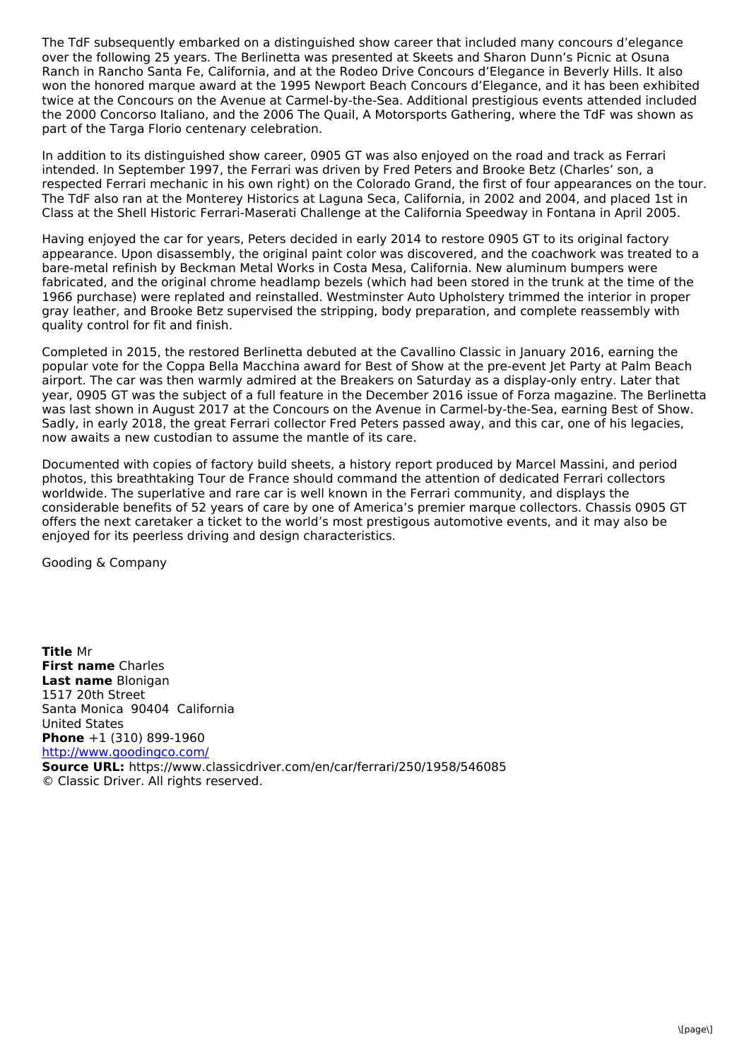The TdF subsequently embarked on a distinguished show career that included many concours d'elegance over the following 25 years. The Berlinetta was presented at Skeets and Sharon Dunn's Picnic at Osuna Ranch in Rancho Santa Fe, California, and at the Rodeo Drive Concours d'Elegance in Beverly Hills. It also won the honored marque award at the 1995 Newport Beach Concours d'Elegance, and it has been exhibited twice at the Concours on the Avenue at Carmel-by-the-Sea. Additional prestigious events attended included the 2000 Concorso Italiano, and the 2006 The Quail, A Motorsports Gathering, where the TdF was shown as part of the Targa Florio centenary celebration.

In addition to its distinguished show career, 0905 GT was also enjoyed on the road and track as Ferrari intended. In September 1997, the Ferrari was driven by Fred Peters and Brooke Betz (Charles' son, a respected Ferrari mechanic in his own right) on the Colorado Grand, the first of four appearances on the tour. The TdF also ran at the Monterey Historics at Laguna Seca, California, in 2002 and 2004, and placed 1st in Class at the Shell Historic Ferrari-Maserati Challenge at the California Speedway in Fontana in April 2005.

Having enjoyed the car for years, Peters decided in early 2014 to restore 0905 GT to its original factory appearance. Upon disassembly, the original paint color was discovered, and the coachwork was treated to a bare-metal refinish by Beckman Metal Works in Costa Mesa, California. New aluminum bumpers were fabricated, and the original chrome headlamp bezels (which had been stored in the trunk at the time of the 1966 purchase) were replated and reinstalled. Westminster Auto Upholstery trimmed the interior in proper gray leather, and Brooke Betz supervised the stripping, body preparation, and complete reassembly with quality control for fit and finish.

Completed in 2015, the restored Berlinetta debuted at the Cavallino Classic in January 2016, earning the popular vote for the Coppa Bella Macchina award for Best of Show at the pre-event Jet Party at Palm Beach airport. The car was then warmly admired at the Breakers on Saturday as a display-only entry. Later that year, 0905 GT was the subject of a full feature in the December 2016 issue of Forza magazine. The Berlinetta was last shown in August 2017 at the Concours on the Avenue in Carmel-by-the-Sea, earning Best of Show. Sadly, in early 2018, the great Ferrari collector Fred Peters passed away, and this car, one of his legacies, now awaits a new custodian to assume the mantle of its care.

Documented with copies of factory build sheets, a history report produced by Marcel Massini, and period photos, this breathtaking Tour de France should command the attention of dedicated Ferrari collectors worldwide. The superlative and rare car is well known in the Ferrari community, and displays the considerable benefits of 52 years of care by one of America's premier marque collectors. Chassis 0905 GT offers the next caretaker a ticket to the world's most prestigous automotive events, and it may also be enjoyed for its peerless driving and design characteristics.

Gooding & Company

**Title** Mr
**First name** Charles
**Last name** Blonigan
1517 20th Street
Santa Monica 90404 California
United States
**Phone** +1 (310) 899-1960
http://www.goodingco.com/
**Source URL:** https://www.classicdriver.com/en/car/ferrari/250/1958/546085
© Classic Driver. All rights reserved.